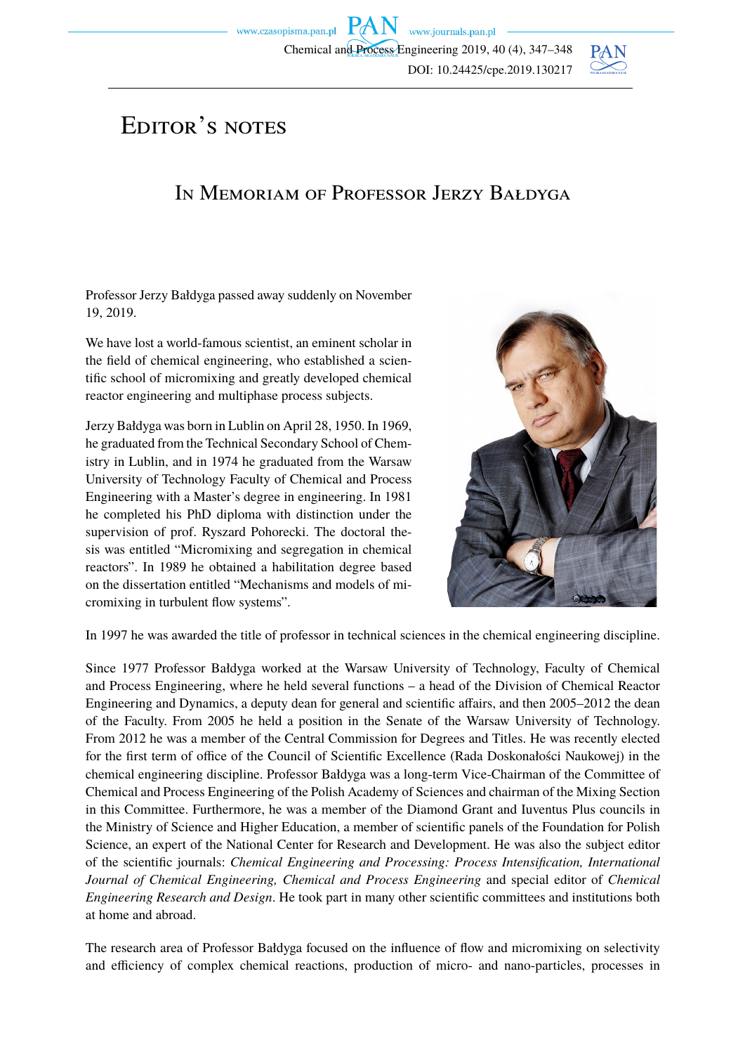# Editor's notes

## In Memoriam of Professor Jerzy Bałdyga

Professor Jerzy Bałdyga passed away suddenly on November 19, 2019.

We have lost a world-famous scientist, an eminent scholar in the field of chemical engineering, who established a scientific school of micromixing and greatly developed chemical reactor engineering and multiphase process subjects.

Jerzy Bałdyga was born in Lublin on April 28, 1950. In 1969, he graduated from the Technical Secondary School of Chemistry in Lublin, and in 1974 he graduated from the Warsaw University of Technology Faculty of Chemical and Process Engineering with a Master's degree in engineering. In 1981 he completed his PhD diploma with distinction under the supervision of prof. Ryszard Pohorecki. The doctoral thesis was entitled "Micromixing and segregation in chemical reactors". In 1989 he obtained a habilitation degree based on the dissertation entitled "Mechanisms and models of micromixing in turbulent flow systems".

In 1997 he was awarded the title of professor in technical sciences in the chemical engineering discipline.

Since 1977 Professor Bałdyga worked at the Warsaw University of Technology, Faculty of Chemical and Process Engineering, where he held several functions – a head of the Division of Chemical Reactor Engineering and Dynamics, a deputy dean for general and scientific affairs, and then 2005–2012 the dean of the Faculty. From 2005 he held a position in the Senate of the Warsaw University of Technology. From 2012 he was a member of the Central Commission for Degrees and Titles. He was recently elected for the first term of office of the Council of Scientific Excellence (Rada Doskonałości Naukowej) in the chemical engineering discipline. Professor Bałdyga was a long-term Vice-Chairman of the Committee of Chemical and Process Engineering of the Polish Academy of Sciences and chairman of the Mixing Section in this Committee. Furthermore, he was a member of the Diamond Grant and Iuventus Plus councils in the Ministry of Science and Higher Education, a member of scientific panels of the Foundation for Polish Science, an expert of the National Center for Research and Development. He was also the subject editor of the scientific journals: *Chemical Engineering and Processing: Process Intensification, International Journal of Chemical Engineering, Chemical and Process Engineering* and special editor of *Chemical Engineering Research and Design*. He took part in many other scientific committees and institutions both at home and abroad.

The research area of Professor Bałdyga focused on the influence of flow and micromixing on selectivity and efficiency of complex chemical reactions, production of micro- and nano-particles, processes in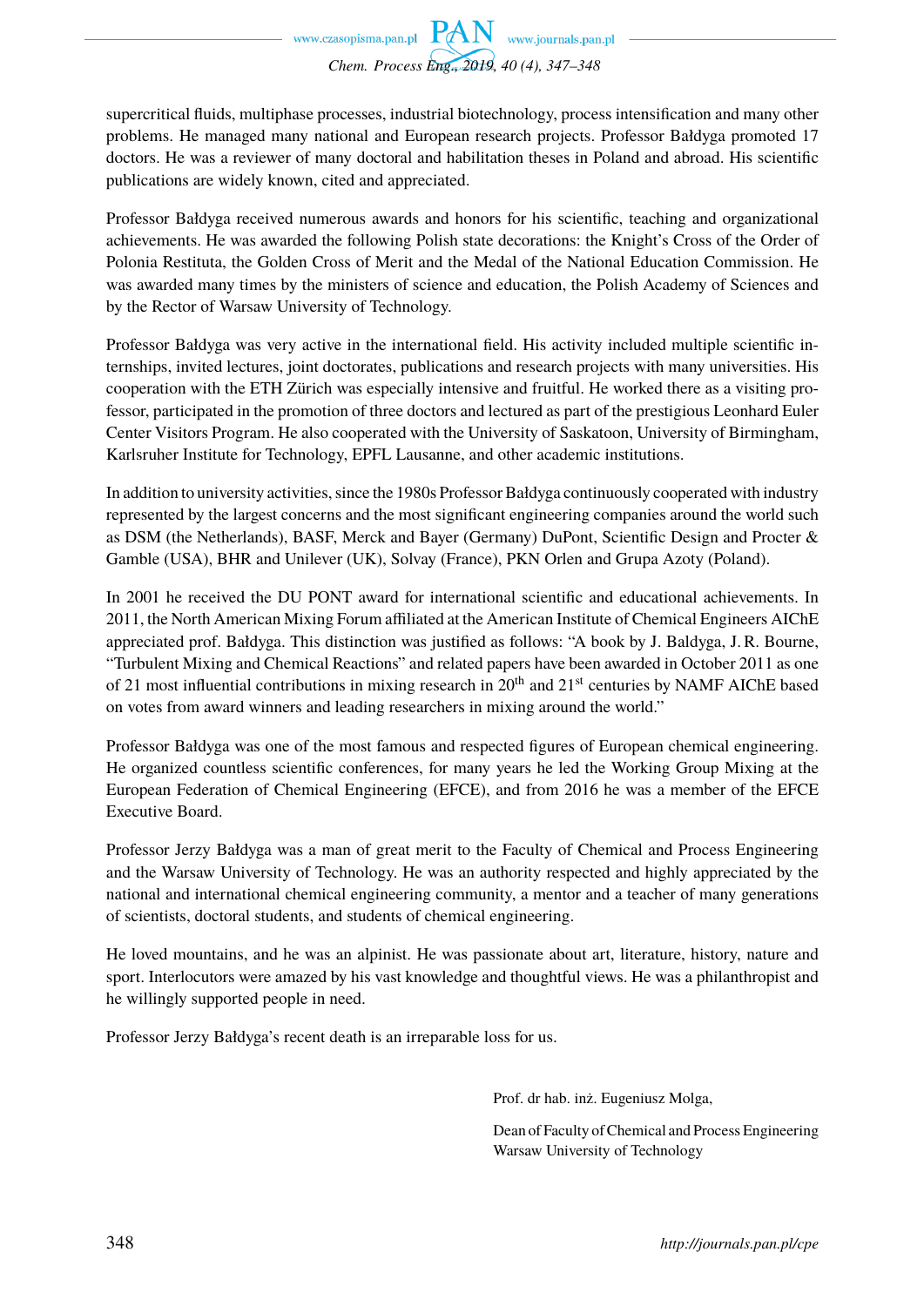supercritical fluids, multiphase processes, industrial biotechnology, process intensification and many other problems. He managed many national and European research projects. Professor Bałdyga promoted 17 doctors. He was a reviewer of many doctoral and habilitation theses in Poland and abroad. His scientific publications are widely known, cited and appreciated.

Professor Bałdyga received numerous awards and honors for his scientific, teaching and organizational achievements. He was awarded the following Polish state decorations: the Knight's Cross of the Order of Polonia Restituta, the Golden Cross of Merit and the Medal of the National Education Commission. He was awarded many times by the ministers of science and education, the Polish Academy of Sciences and by the Rector of Warsaw University of Technology.

Professor Bałdyga was very active in the international field. His activity included multiple scientific internships, invited lectures, joint doctorates, publications and research projects with many universities. His cooperation with the ETH Zürich was especially intensive and fruitful. He worked there as a visiting professor, participated in the promotion of three doctors and lectured as part of the prestigious Leonhard Euler Center Visitors Program. He also cooperated with the University of Saskatoon, University of Birmingham, Karlsruher Institute for Technology, EPFL Lausanne, and other academic institutions.

In addition to university activities, since the 1980s Professor Bałdyga continuously cooperated with industry represented by the largest concerns and the most significant engineering companies around the world such as DSM (the Netherlands), BASF, Merck and Bayer (Germany) DuPont, Scientific Design and Procter & Gamble (USA), BHR and Unilever (UK), Solvay (France), PKN Orlen and Grupa Azoty (Poland).

In 2001 he received the DU PONT award for international scientific and educational achievements. In 2011, the North American Mixing Forum affiliated at the American Institute of Chemical Engineers AIChE appreciated prof. Bałdyga. This distinction was justified as follows: "A book by J. Baldyga, J. R. Bourne, "Turbulent Mixing and Chemical Reactions" and related papers have been awarded in October 2011 as one of 21 most influential contributions in mixing research in $20^{th}$ and $21^{st}$ centuries by NAMF AIChE based on votes from award winners and leading researchers in mixing around the world."

Professor Bałdyga was one of the most famous and respected figures of European chemical engineering. He organized countless scientific conferences, for many years he led the Working Group Mixing at the European Federation of Chemical Engineering (EFCE), and from 2016 he was a member of the EFCE Executive Board.

Professor Jerzy Bałdyga was a man of great merit to the Faculty of Chemical and Process Engineering and the Warsaw University of Technology. He was an authority respected and highly appreciated by the national and international chemical engineering community, a mentor and a teacher of many generations of scientists, doctoral students, and students of chemical engineering.

He loved mountains, and he was an alpinist. He was passionate about art, literature, history, nature and sport. Interlocutors were amazed by his vast knowledge and thoughtful views. He was a philanthropist and he willingly supported people in need.

Professor Jerzy Bałdyga's recent death is an irreparable loss for us.

Prof. dr hab. inż. Eugeniusz Molga,

Dean of Faculty of Chemical and Process Engineering
Warsaw University of Technology